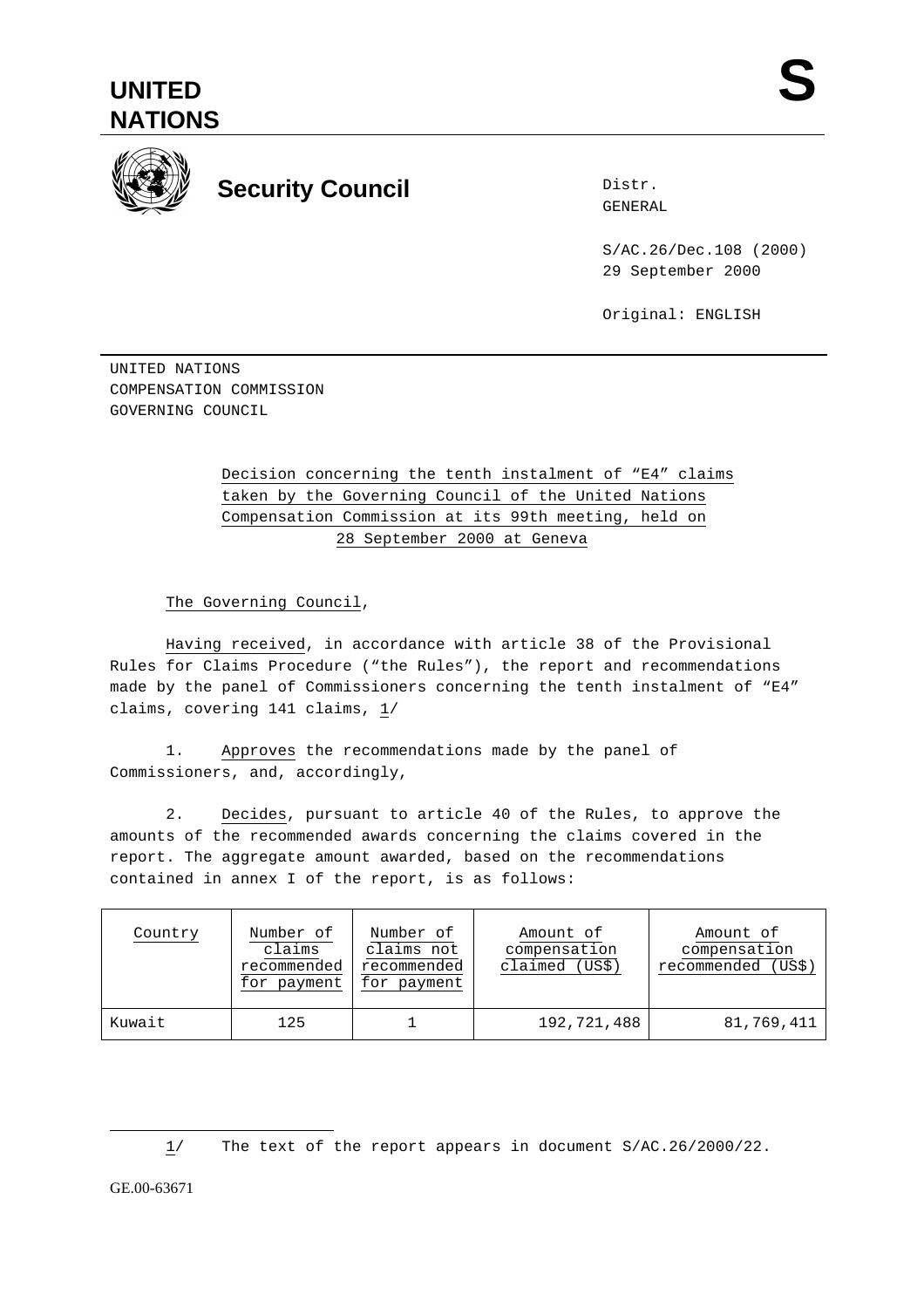# UNITED NATIONS

**S**

## Security Council

Distr.
GENERAL

S/AC.26/Dec.108 (2000)
29 September 2000

Original: ENGLISH

UNITED NATIONS
COMPENSATION COMMISSION
GOVERNING COUNCIL

Decision concerning the tenth instalment of "E4" claims taken by the Governing Council of the United Nations Compensation Commission at its 99th meeting, held on 28 September 2000 at Geneva

The Governing Council,

Having received, in accordance with article 38 of the Provisional Rules for Claims Procedure ("the Rules"), the report and recommendations made by the panel of Commissioners concerning the tenth instalment of "E4" claims, covering 141 claims, 1/

1. Approves the recommendations made by the panel of Commissioners, and, accordingly,

2. Decides, pursuant to article 40 of the Rules, to approve the amounts of the recommended awards concerning the claims covered in the report. The aggregate amount awarded, based on the recommendations contained in annex I of the report, is as follows:

| Country | Number of claims recommended for payment | Number of claims not recommended for payment | Amount of compensation claimed (US$) | Amount of compensation recommended (US$) |
|---|---|---|---|---|
| Kuwait | 125 | 1 | 192,721,488 | 81,769,411 |

1/ The text of the report appears in document S/AC.26/2000/22.

GE.00-63671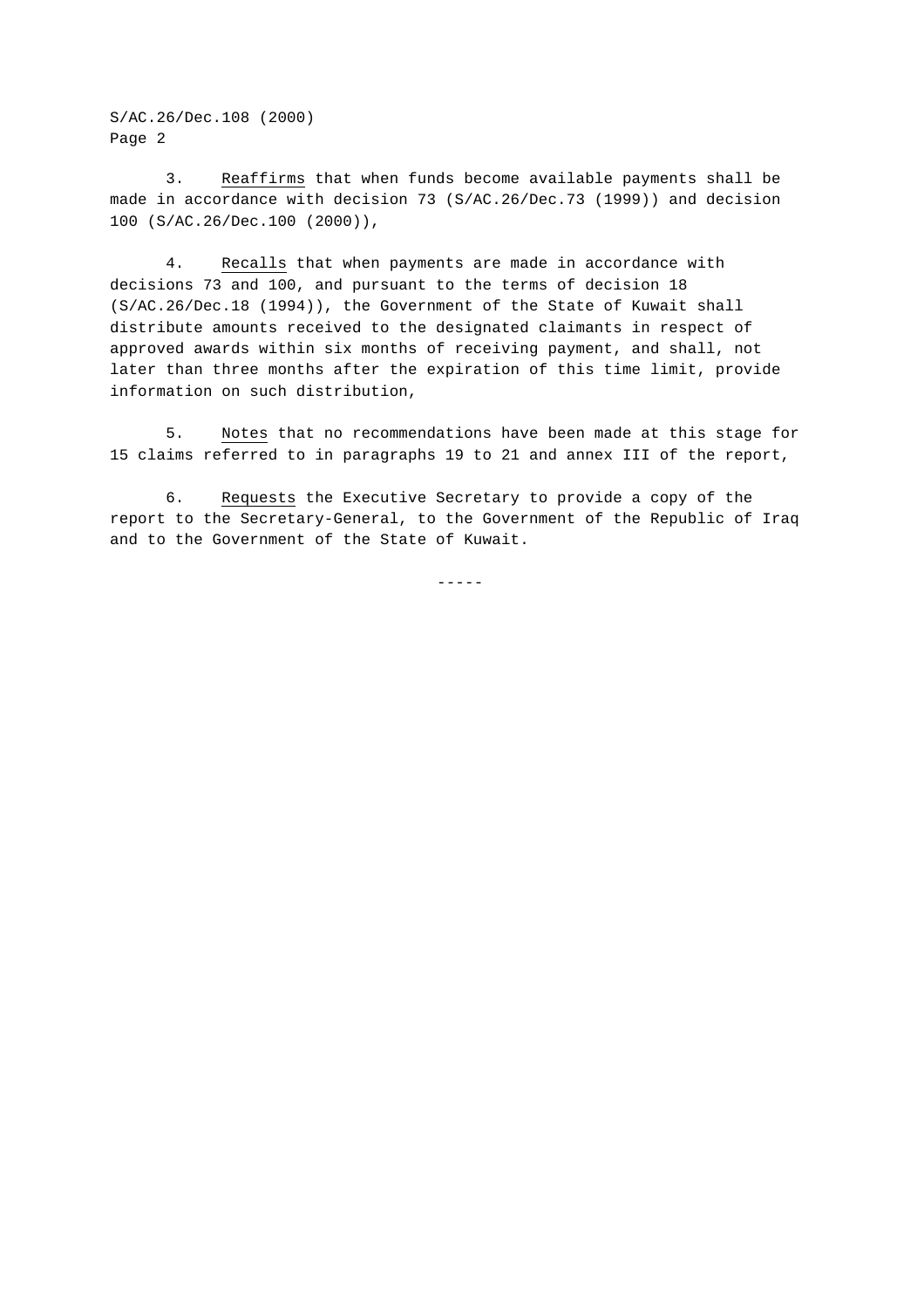3. *Reaffirms* that when funds become available payments shall be made in accordance with decision 73 (S/AC.26/Dec.73 (1999)) and decision 100 (S/AC.26/Dec.100 (2000)),

4. *Recalls* that when payments are made in accordance with decisions 73 and 100, and pursuant to the terms of decision 18 (S/AC.26/Dec.18 (1994)), the Government of the State of Kuwait shall distribute amounts received to the designated claimants in respect of approved awards within six months of receiving payment, and shall, not later than three months after the expiration of this time limit, provide information on such distribution,

5. *Notes* that no recommendations have been made at this stage for 15 claims referred to in paragraphs 19 to 21 and annex III of the report,

6. *Requests* the Executive Secretary to provide a copy of the report to the Secretary-General, to the Government of the Republic of Iraq and to the Government of the State of Kuwait.

-----